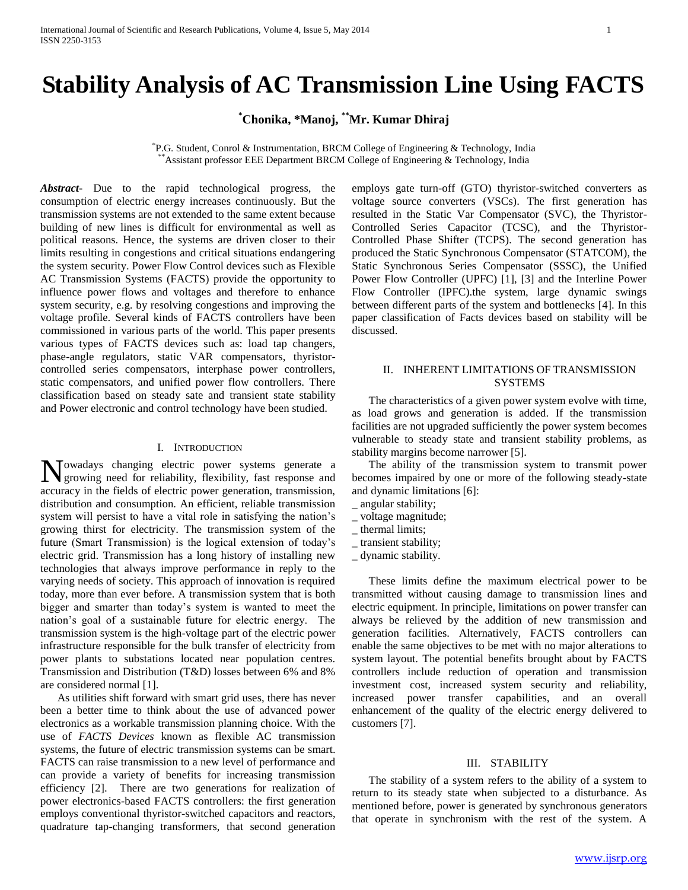# Stability Analysis of AC Transmission Line Using FACTS

**\*Chonika, \*Manoj, \*\*Mr. Kumar Dhiraj**

\*P.G. Student, Conrol & Instrumentation, BRCM College of Engineering & Technology, India
\*\*Assistant professor EEE Department BRCM College of Engineering & Technology, India

***Abstract-*** Due to the rapid technological progress, the consumption of electric energy increases continuously. But the transmission systems are not extended to the same extent because building of new lines is difficult for environmental as well as political reasons. Hence, the systems are driven closer to their limits resulting in congestions and critical situations endangering the system security. Power Flow Control devices such as Flexible AC Transmission Systems (FACTS) provide the opportunity to influence power flows and voltages and therefore to enhance system security, e.g. by resolving congestions and improving the voltage profile. Several kinds of FACTS controllers have been commissioned in various parts of the world. This paper presents various types of FACTS devices such as: load tap changers, phase-angle regulators, static VAR compensators, thyristor-controlled series compensators, interphase power controllers, static compensators, and unified power flow controllers. There classification based on steady sate and transient state stability and Power electronic and control technology have been studied.

## I. Introduction

Nowadays changing electric power systems generate a growing need for reliability, flexibility, fast response and accuracy in the fields of electric power generation, transmission, distribution and consumption. An efficient, reliable transmission system will persist to have a vital role in satisfying the nation's growing thirst for electricity. The transmission system of the future (Smart Transmission) is the logical extension of today's electric grid. Transmission has a long history of installing new technologies that always improve performance in reply to the varying needs of society. This approach of innovation is required today, more than ever before. A transmission system that is both bigger and smarter than today's system is wanted to meet the nation's goal of a sustainable future for electric energy. The transmission system is the high-voltage part of the electric power infrastructure responsible for the bulk transfer of electricity from power plants to substations located near population centres. Transmission and Distribution (T&D) losses between 6% and 8% are considered normal [1].

As utilities shift forward with smart grid uses, there has never been a better time to think about the use of advanced power electronics as a workable transmission planning choice. With the use of *FACTS Devices* known as flexible AC transmission systems, the future of electric transmission systems can be smart. FACTS can raise transmission to a new level of performance and can provide a variety of benefits for increasing transmission efficiency [2]. There are two generations for realization of power electronics-based FACTS controllers: the first generation employs conventional thyristor-switched capacitors and reactors, quadrature tap-changing transformers, that second generation employs gate turn-off (GTO) thyristor-switched converters as voltage source converters (VSCs). The first generation has resulted in the Static Var Compensator (SVC), the Thyristor-Controlled Series Capacitor (TCSC), and the Thyristor-Controlled Phase Shifter (TCPS). The second generation has produced the Static Synchronous Compensator (STATCOM), the Static Synchronous Series Compensator (SSSC), the Unified Power Flow Controller (UPFC) [1], [3] and the Interline Power Flow Controller (IPFC).the system, large dynamic swings between different parts of the system and bottlenecks [4]. In this paper classification of Facts devices based on stability will be discussed.

## II. Inherent Limitations of Transmission Systems

The characteristics of a given power system evolve with time, as load grows and generation is added. If the transmission facilities are not upgraded sufficiently the power system becomes vulnerable to steady state and transient stability problems, as stability margins become narrower [5].

The ability of the transmission system to transmit power becomes impaired by one or more of the following steady-state and dynamic limitations [6]:

_ angular stability;
_ voltage magnitude;
_ thermal limits;
_ transient stability;
_ dynamic stability.

These limits define the maximum electrical power to be transmitted without causing damage to transmission lines and electric equipment. In principle, limitations on power transfer can always be relieved by the addition of new transmission and generation facilities. Alternatively, FACTS controllers can enable the same objectives to be met with no major alterations to system layout. The potential benefits brought about by FACTS controllers include reduction of operation and transmission investment cost, increased system security and reliability, increased power transfer capabilities, and an overall enhancement of the quality of the electric energy delivered to customers [7].

## III. Stability

The stability of a system refers to the ability of a system to return to its steady state when subjected to a disturbance. As mentioned before, power is generated by synchronous generators that operate in synchronism with the rest of the system. A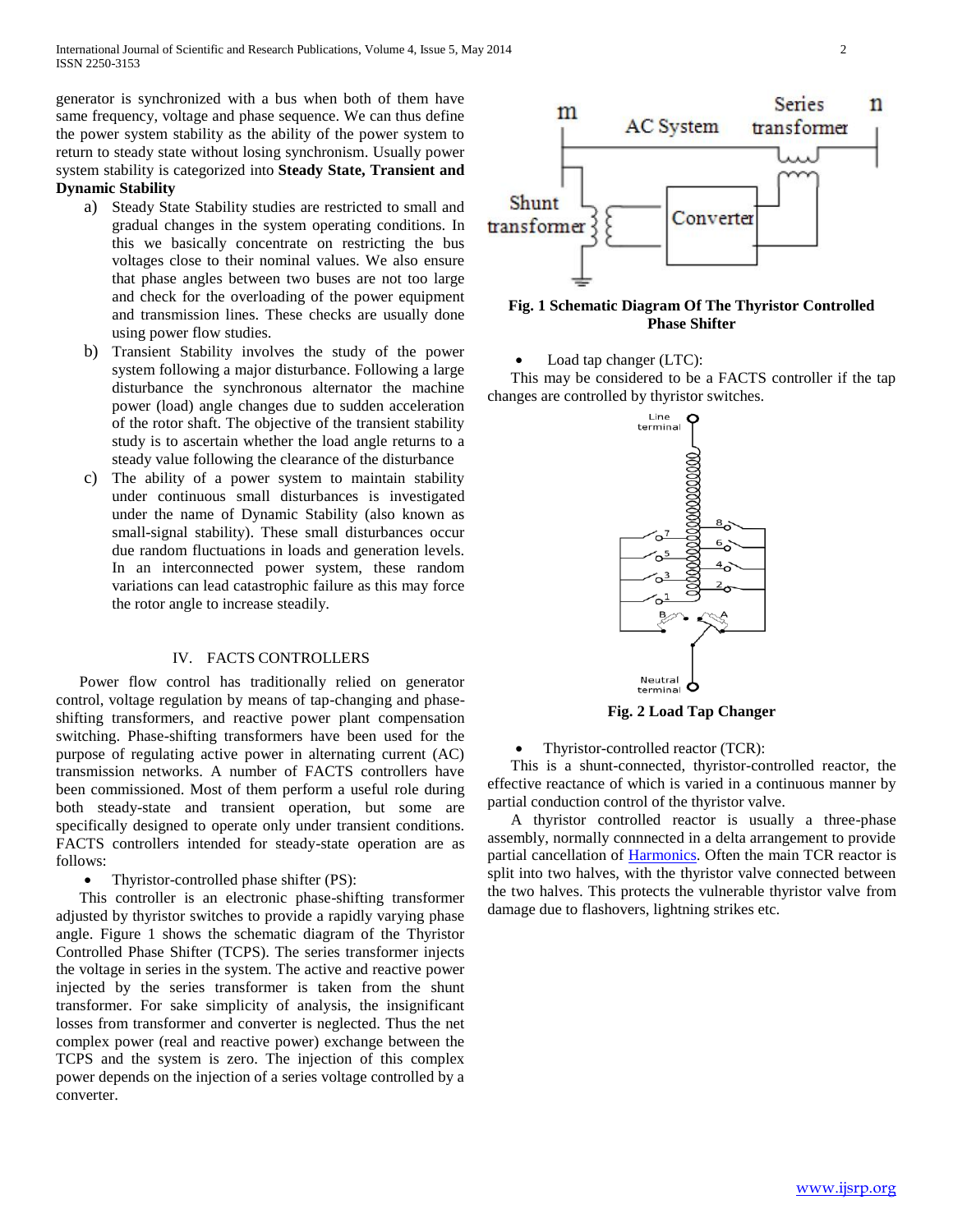generator is synchronized with a bus when both of them have same frequency, voltage and phase sequence. We can thus define the power system stability as the ability of the power system to return to steady state without losing synchronism. Usually power system stability is categorized into **Steady State, Transient and Dynamic Stability**

a) Steady State Stability studies are restricted to small and gradual changes in the system operating conditions. In this we basically concentrate on restricting the bus voltages close to their nominal values. We also ensure that phase angles between two buses are not too large and check for the overloading of the power equipment and transmission lines. These checks are usually done using power flow studies.
b) Transient Stability involves the study of the power system following a major disturbance. Following a large disturbance the synchronous alternator the machine power (load) angle changes due to sudden acceleration of the rotor shaft. The objective of the transient stability study is to ascertain whether the load angle returns to a steady value following the clearance of the disturbance
c) The ability of a power system to maintain stability under continuous small disturbances is investigated under the name of Dynamic Stability (also known as small-signal stability). These small disturbances occur due random fluctuations in loads and generation levels. In an interconnected power system, these random variations can lead catastrophic failure as this may force the rotor angle to increase steadily.

## IV. FACTS CONTROLLERS

Power flow control has traditionally relied on generator control, voltage regulation by means of tap-changing and phase-shifting transformers, and reactive power plant compensation switching. Phase-shifting transformers have been used for the purpose of regulating active power in alternating current (AC) transmission networks. A number of FACTS controllers have been commissioned. Most of them perform a useful role during both steady-state and transient operation, but some are specifically designed to operate only under transient conditions. FACTS controllers intended for steady-state operation are as follows:

- Thyristor-controlled phase shifter (PS):

This controller is an electronic phase-shifting transformer adjusted by thyristor switches to provide a rapidly varying phase angle. Figure 1 shows the schematic diagram of the Thyristor Controlled Phase Shifter (TCPS). The series transformer injects the voltage in series in the system. The active and reactive power injected by the series transformer is taken from the shunt transformer. For sake simplicity of analysis, the insignificant losses from transformer and converter is neglected. Thus the net complex power (real and reactive power) exchange between the TCPS and the system is zero. The injection of this complex power depends on the injection of a series voltage controlled by a converter.

**Fig. 1 Schematic Diagram Of The Thyristor Controlled Phase Shifter**

- Load tap changer (LTC):

This may be considered to be a FACTS controller if the tap changes are controlled by thyristor switches.

**Fig. 2 Load Tap Changer**

- Thyristor-controlled reactor (TCR):

This is a shunt-connected, thyristor-controlled reactor, the effective reactance of which is varied in a continuous manner by partial conduction control of the thyristor valve.

A thyristor controlled reactor is usually a three-phase assembly, normally connnected in a delta arrangement to provide partial cancellation of Harmonics. Often the main TCR reactor is split into two halves, with the thyristor valve connected between the two halves. This protects the vulnerable thyristor valve from damage due to flashovers, lightning strikes etc.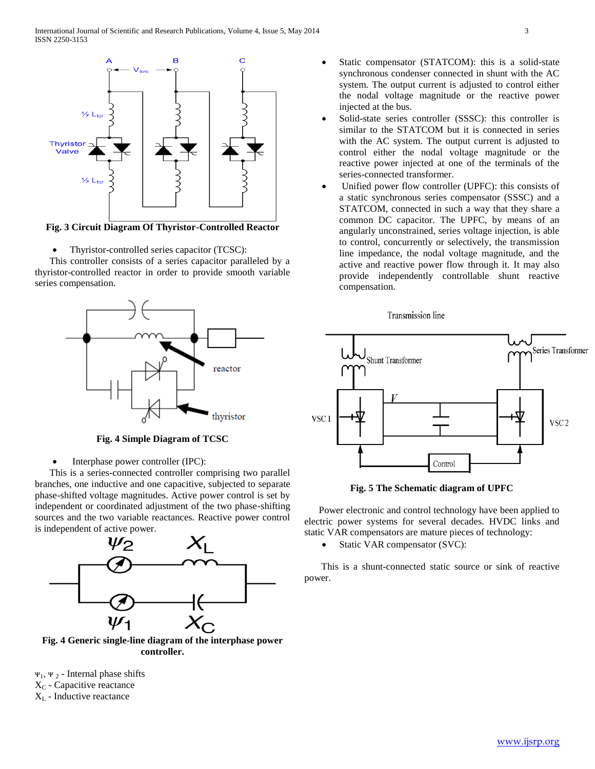**Fig. 3 Circuit Diagram Of Thyristor-Controlled Reactor**

- Thyristor-controlled series capacitor (TCSC):

This controller consists of a series capacitor paralleled by a thyristor-controlled reactor in order to provide smooth variable series compensation.

**Fig. 4 Simple Diagram of TCSC**

- Interphase power controller (IPC):

This is a series-connected controller comprising two parallel branches, one inductive and one capacitive, subjected to separate phase-shifted voltage magnitudes. Active power control is set by independent or coordinated adjustment of the two phase-shifting sources and the two variable reactances. Reactive power control is independent of active power.

**Fig. 4 Generic single-line diagram of the interphase power controller.**

$\Psi_1$, $\Psi_2$ - Internal phase shifts
$X_C$ - Capacitive reactance
$X_L$ - Inductive reactance

- Static compensator (STATCOM): this is a solid-state synchronous condenser connected in shunt with the AC system. The output current is adjusted to control either the nodal voltage magnitude or the reactive power injected at the bus.
- Solid-state series controller (SSSC): this controller is similar to the STATCOM but it is connected in series with the AC system. The output current is adjusted to control either the nodal voltage magnitude or the reactive power injected at one of the terminals of the series-connected transformer.
- Unified power flow controller (UPFC): this consists of a static synchronous series compensator (SSSC) and a STATCOM, connected in such a way that they share a common DC capacitor. The UPFC, by means of an angularly unconstrained, series voltage injection, is able to control, concurrently or selectively, the transmission line impedance, the nodal voltage magnitude, and the active and reactive power flow through it. It may also provide independently controllable shunt reactive compensation.

**Fig. 5 The Schematic diagram of UPFC**

Power electronic and control technology have been applied to electric power systems for several decades. HVDC links and static VAR compensators are mature pieces of technology:

- Static VAR compensator (SVC):

This is a shunt-connected static source or sink of reactive power.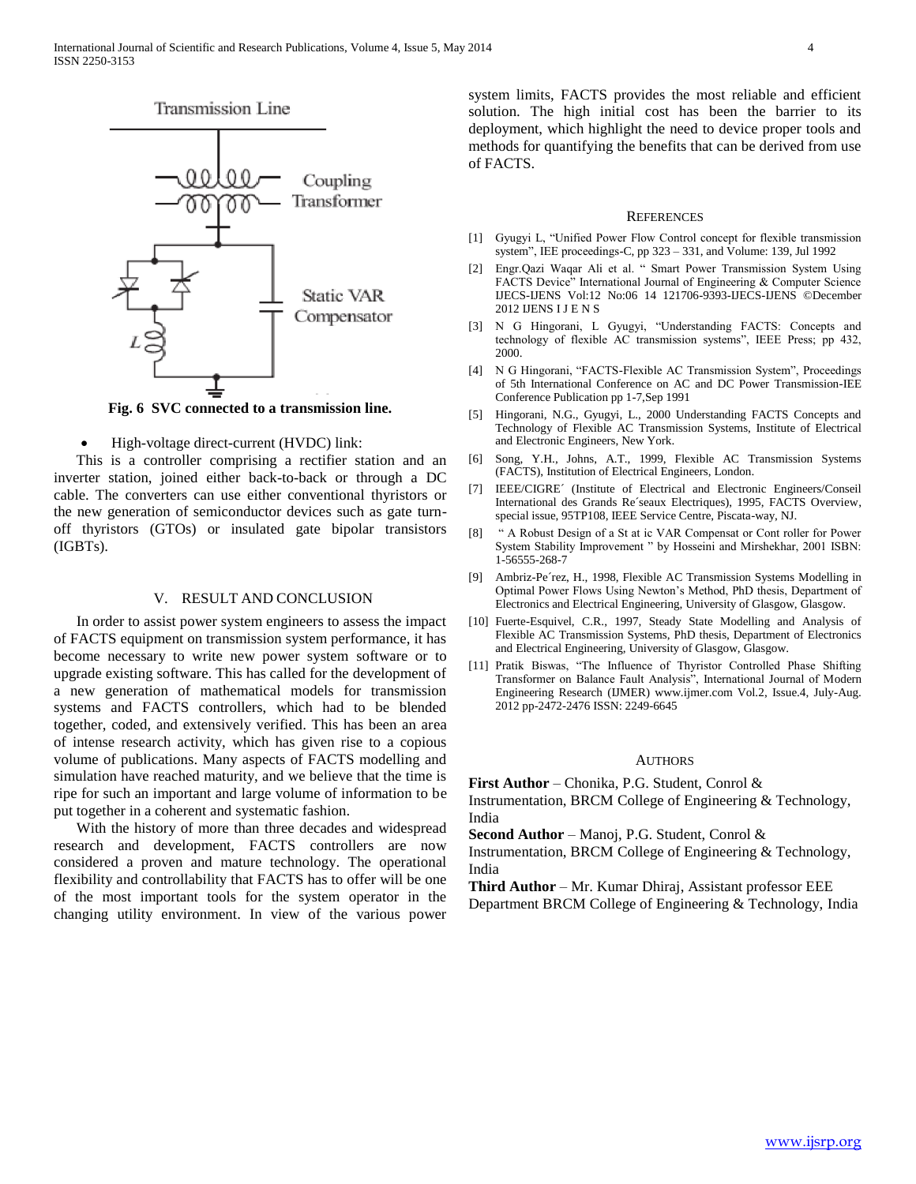Transmission Line

Coupling Transformer

Static VAR Compensator

L

**Fig. 6 SVC connected to a transmission line.**

- High-voltage direct-current (HVDC) link:

This is a controller comprising a rectifier station and an inverter station, joined either back-to-back or through a DC cable. The converters can use either conventional thyristors or the new generation of semiconductor devices such as gate turn-off thyristors (GTOs) or insulated gate bipolar transistors (IGBTs).

## V. RESULT AND CONCLUSION

In order to assist power system engineers to assess the impact of FACTS equipment on transmission system performance, it has become necessary to write new power system software or to upgrade existing software. This has called for the development of a new generation of mathematical models for transmission systems and FACTS controllers, which had to be blended together, coded, and extensively verified. This has been an area of intense research activity, which has given rise to a copious volume of publications. Many aspects of FACTS modelling and simulation have reached maturity, and we believe that the time is ripe for such an important and large volume of information to be put together in a coherent and systematic fashion.

With the history of more than three decades and widespread research and development, FACTS controllers are now considered a proven and mature technology. The operational flexibility and controllability that FACTS has to offer will be one of the most important tools for the system operator in the changing utility environment. In view of the various power system limits, FACTS provides the most reliable and efficient solution. The high initial cost has been the barrier to its deployment, which highlight the need to device proper tools and methods for quantifying the benefits that can be derived from use of FACTS.

## REFERENCES

[1] Gyugyi L, "Unified Power Flow Control concept for flexible transmission system", IEE proceedings-C, pp 323 – 331, and Volume: 139, Jul 1992

[2] Engr.Qazi Waqar Ali et al. " Smart Power Transmission System Using FACTS Device" International Journal of Engineering & Computer Science IJECS-IJENS Vol:12 No:06 14 121706-9393-IJECS-IJENS ©December 2012 IJENS I J E N S

[3] N G Hingorani, L Gyugyi, "Understanding FACTS: Concepts and technology of flexible AC transmission systems", IEEE Press; pp 432, 2000.

[4] N G Hingorani, "FACTS-Flexible AC Transmission System", Proceedings of 5th International Conference on AC and DC Power Transmission-IEE Conference Publication pp 1-7,Sep 1991

[5] Hingorani, N.G., Gyugyi, L., 2000 Understanding FACTS Concepts and Technology of Flexible AC Transmission Systems, Institute of Electrical and Electronic Engineers, New York.

[6] Song, Y.H., Johns, A.T., 1999, Flexible AC Transmission Systems (FACTS), Institution of Electrical Engineers, London.

[7] IEEE/CIGRE´ (Institute of Electrical and Electronic Engineers/Conseil International des Grands Re´seaux Electriques), 1995, FACTS Overview, special issue, 95TP108, IEEE Service Centre, Piscata-way, NJ.

[8] " A Robust Design of a St at ic VAR Compensat or Cont roller for Power System Stability Improvement " by Hosseini and Mirshekhar, 2001 ISBN: 1-56555-268-7

[9] Ambriz-Pe´rez, H., 1998, Flexible AC Transmission Systems Modelling in Optimal Power Flows Using Newton's Method, PhD thesis, Department of Electronics and Electrical Engineering, University of Glasgow, Glasgow.

[10] Fuerte-Esquivel, C.R., 1997, Steady State Modelling and Analysis of Flexible AC Transmission Systems, PhD thesis, Department of Electronics and Electrical Engineering, University of Glasgow, Glasgow.

[11] Pratik Biswas, "The Influence of Thyristor Controlled Phase Shifting Transformer on Balance Fault Analysis", International Journal of Modern Engineering Research (IJMER) www.ijmer.com Vol.2, Issue.4, July-Aug. 2012 pp-2472-2476 ISSN: 2249-6645

## AUTHORS

**First Author** – Chonika, P.G. Student, Conrol & Instrumentation, BRCM College of Engineering & Technology, India

**Second Author** – Manoj, P.G. Student, Conrol & Instrumentation, BRCM College of Engineering & Technology, India

**Third Author** – Mr. Kumar Dhiraj, Assistant professor EEE Department BRCM College of Engineering & Technology, India